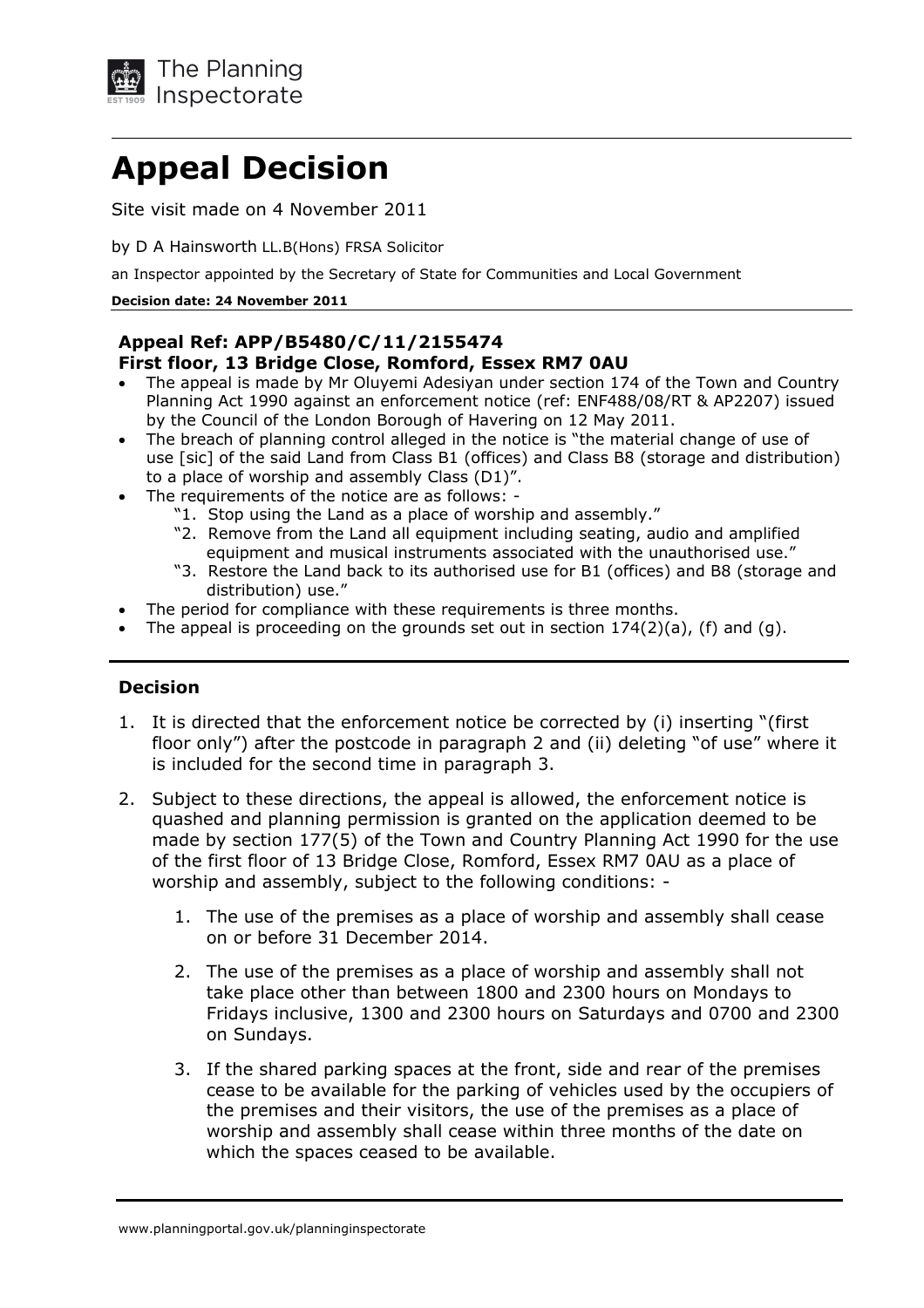The Planning Inspectorate

# Appeal Decision

Site visit made on 4 November 2011

by D A Hainsworth LL.B(Hons) FRSA Solicitor

an Inspector appointed by the Secretary of State for Communities and Local Government

**Decision date: 24 November 2011**

**Appeal Ref: APP/B5480/C/11/2155474**
**First floor, 13 Bridge Close, Romford, Essex RM7 0AU**

- The appeal is made by Mr Oluyemi Adesiyan under section 174 of the Town and Country Planning Act 1990 against an enforcement notice (ref: ENF488/08/RT & AP2207) issued by the Council of the London Borough of Havering on 12 May 2011.
- The breach of planning control alleged in the notice is "the material change of use of use [sic] of the said Land from Class B1 (offices) and Class B8 (storage and distribution) to a place of worship and assembly Class (D1)".
- The requirements of the notice are as follows: -
  - "1. Stop using the Land as a place of worship and assembly."
  - "2. Remove from the Land all equipment including seating, audio and amplified equipment and musical instruments associated with the unauthorised use."
  - "3. Restore the Land back to its authorised use for B1 (offices) and B8 (storage and distribution) use."
- The period for compliance with these requirements is three months.
- The appeal is proceeding on the grounds set out in section 174(2)(a), (f) and (g).

## Decision

1. It is directed that the enforcement notice be corrected by (i) inserting "(first floor only") after the postcode in paragraph 2 and (ii) deleting "of use" where it is included for the second time in paragraph 3.

2. Subject to these directions, the appeal is allowed, the enforcement notice is quashed and planning permission is granted on the application deemed to be made by section 177(5) of the Town and Country Planning Act 1990 for the use of the first floor of 13 Bridge Close, Romford, Essex RM7 0AU as a place of worship and assembly, subject to the following conditions: -

   1. The use of the premises as a place of worship and assembly shall cease on or before 31 December 2014.

   2. The use of the premises as a place of worship and assembly shall not take place other than between 1800 and 2300 hours on Mondays to Fridays inclusive, 1300 and 2300 hours on Saturdays and 0700 and 2300 on Sundays.

   3. If the shared parking spaces at the front, side and rear of the premises cease to be available for the parking of vehicles used by the occupiers of the premises and their visitors, the use of the premises as a place of worship and assembly shall cease within three months of the date on which the spaces ceased to be available.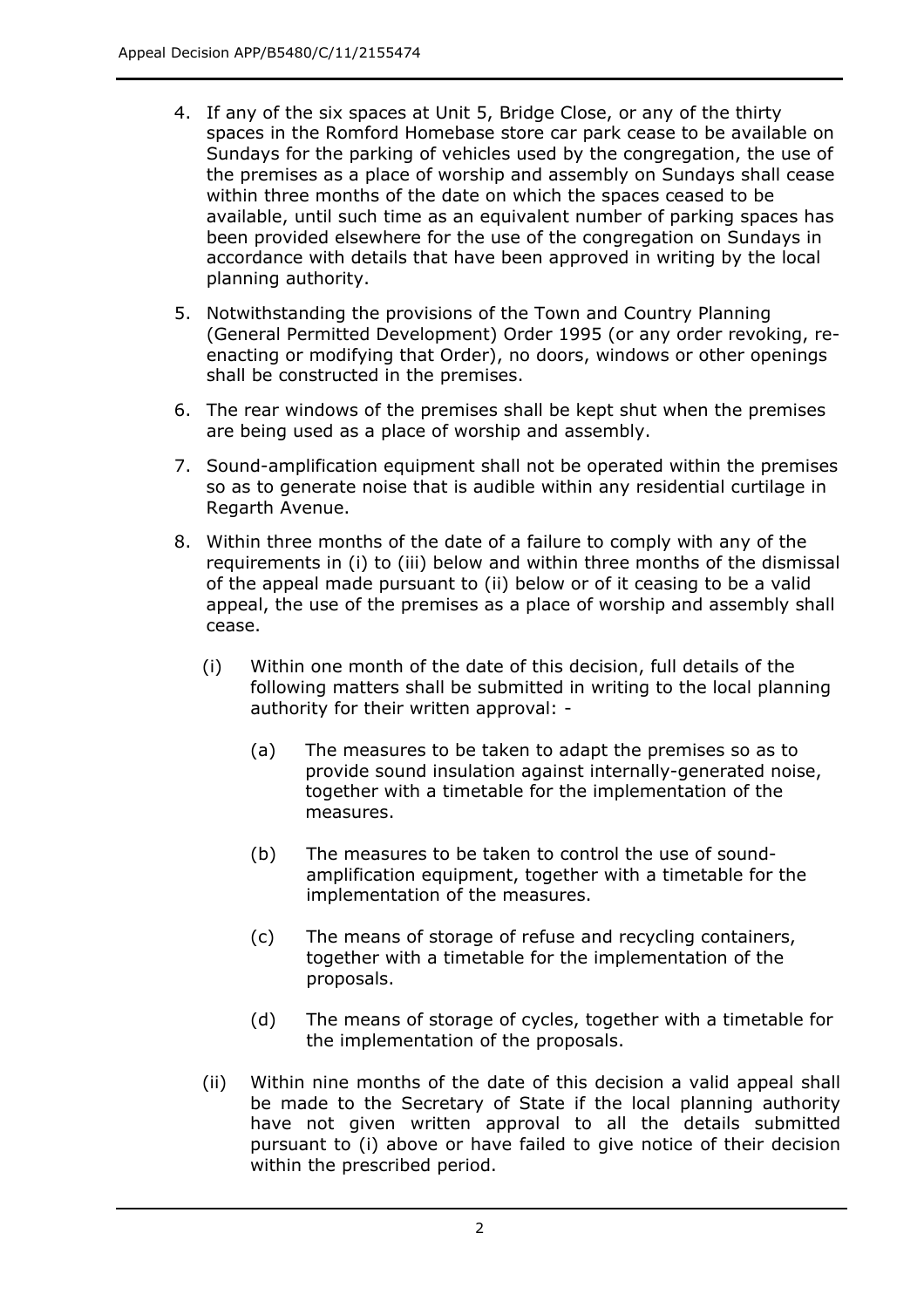4. If any of the six spaces at Unit 5, Bridge Close, or any of the thirty spaces in the Romford Homebase store car park cease to be available on Sundays for the parking of vehicles used by the congregation, the use of the premises as a place of worship and assembly on Sundays shall cease within three months of the date on which the spaces ceased to be available, until such time as an equivalent number of parking spaces has been provided elsewhere for the use of the congregation on Sundays in accordance with details that have been approved in writing by the local planning authority.

5. Notwithstanding the provisions of the Town and Country Planning (General Permitted Development) Order 1995 (or any order revoking, re-enacting or modifying that Order), no doors, windows or other openings shall be constructed in the premises.

6. The rear windows of the premises shall be kept shut when the premises are being used as a place of worship and assembly.

7. Sound-amplification equipment shall not be operated within the premises so as to generate noise that is audible within any residential curtilage in Regarth Avenue.

8. Within three months of the date of a failure to comply with any of the requirements in (i) to (iii) below and within three months of the dismissal of the appeal made pursuant to (ii) below or of it ceasing to be a valid appeal, the use of the premises as a place of worship and assembly shall cease.

   (i) Within one month of the date of this decision, full details of the following matters shall be submitted in writing to the local planning authority for their written approval: -

      (a) The measures to be taken to adapt the premises so as to provide sound insulation against internally-generated noise, together with a timetable for the implementation of the measures.

      (b) The measures to be taken to control the use of sound-amplification equipment, together with a timetable for the implementation of the measures.

      (c) The means of storage of refuse and recycling containers, together with a timetable for the implementation of the proposals.

      (d) The means of storage of cycles, together with a timetable for the implementation of the proposals.

   (ii) Within nine months of the date of this decision a valid appeal shall be made to the Secretary of State if the local planning authority have not given written approval to all the details submitted pursuant to (i) above or have failed to give notice of their decision within the prescribed period.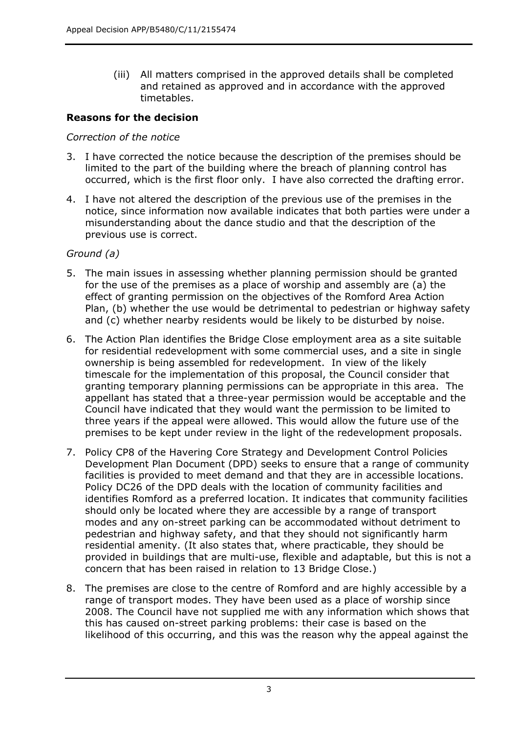(iii) All matters comprised in the approved details shall be completed and retained as approved and in accordance with the approved timetables.

## Reasons for the decision

*Correction of the notice*

3. I have corrected the notice because the description of the premises should be limited to the part of the building where the breach of planning control has occurred, which is the first floor only. I have also corrected the drafting error.

4. I have not altered the description of the previous use of the premises in the notice, since information now available indicates that both parties were under a misunderstanding about the dance studio and that the description of the previous use is correct.

*Ground (a)*

5. The main issues in assessing whether planning permission should be granted for the use of the premises as a place of worship and assembly are (a) the effect of granting permission on the objectives of the Romford Area Action Plan, (b) whether the use would be detrimental to pedestrian or highway safety and (c) whether nearby residents would be likely to be disturbed by noise.

6. The Action Plan identifies the Bridge Close employment area as a site suitable for residential redevelopment with some commercial uses, and a site in single ownership is being assembled for redevelopment. In view of the likely timescale for the implementation of this proposal, the Council consider that granting temporary planning permissions can be appropriate in this area. The appellant has stated that a three-year permission would be acceptable and the Council have indicated that they would want the permission to be limited to three years if the appeal were allowed. This would allow the future use of the premises to be kept under review in the light of the redevelopment proposals.

7. Policy CP8 of the Havering Core Strategy and Development Control Policies Development Plan Document (DPD) seeks to ensure that a range of community facilities is provided to meet demand and that they are in accessible locations. Policy DC26 of the DPD deals with the location of community facilities and identifies Romford as a preferred location. It indicates that community facilities should only be located where they are accessible by a range of transport modes and any on-street parking can be accommodated without detriment to pedestrian and highway safety, and that they should not significantly harm residential amenity. (It also states that, where practicable, they should be provided in buildings that are multi-use, flexible and adaptable, but this is not a concern that has been raised in relation to 13 Bridge Close.)

8. The premises are close to the centre of Romford and are highly accessible by a range of transport modes. They have been used as a place of worship since 2008. The Council have not supplied me with any information which shows that this has caused on-street parking problems: their case is based on the likelihood of this occurring, and this was the reason why the appeal against the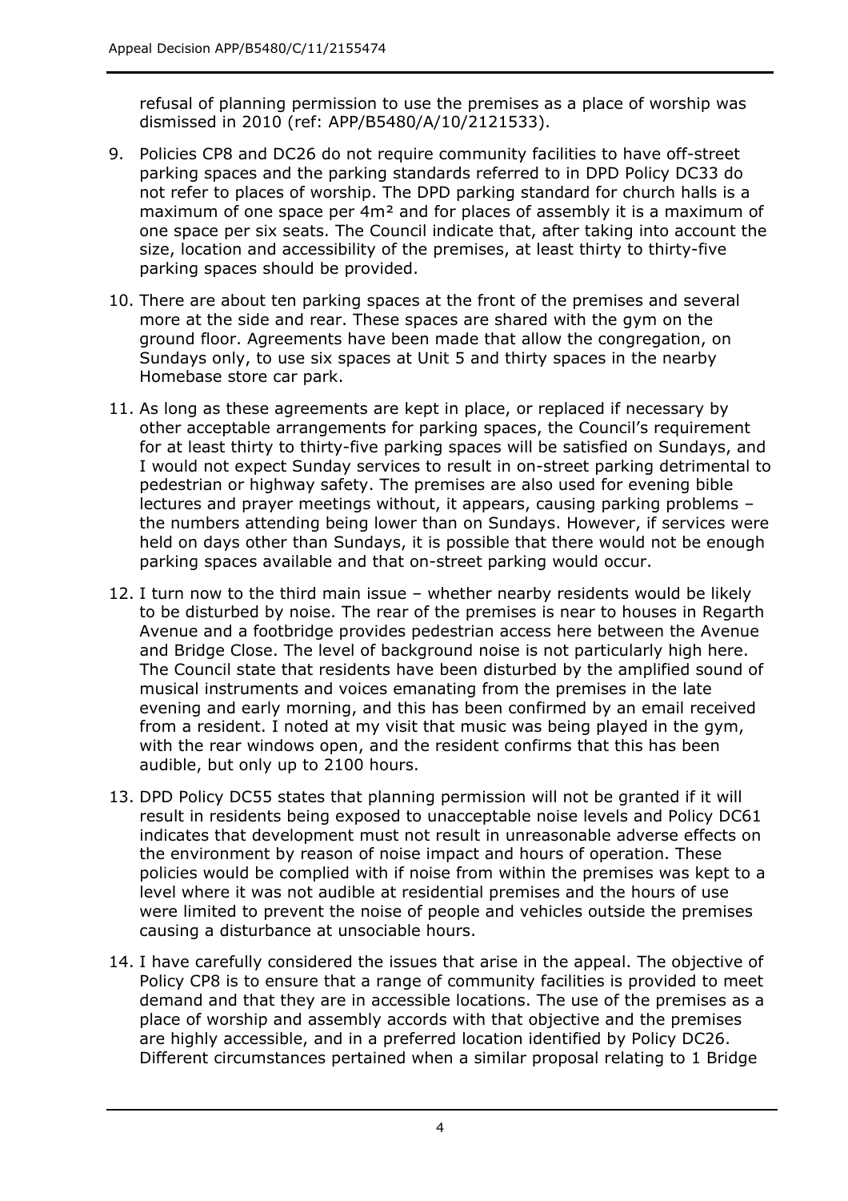refusal of planning permission to use the premises as a place of worship was dismissed in 2010 (ref: APP/B5480/A/10/2121533).

9. Policies CP8 and DC26 do not require community facilities to have off-street parking spaces and the parking standards referred to in DPD Policy DC33 do not refer to places of worship. The DPD parking standard for church halls is a maximum of one space per 4m² and for places of assembly it is a maximum of one space per six seats. The Council indicate that, after taking into account the size, location and accessibility of the premises, at least thirty to thirty-five parking spaces should be provided.

10. There are about ten parking spaces at the front of the premises and several more at the side and rear. These spaces are shared with the gym on the ground floor. Agreements have been made that allow the congregation, on Sundays only, to use six spaces at Unit 5 and thirty spaces in the nearby Homebase store car park.

11. As long as these agreements are kept in place, or replaced if necessary by other acceptable arrangements for parking spaces, the Council's requirement for at least thirty to thirty-five parking spaces will be satisfied on Sundays, and I would not expect Sunday services to result in on-street parking detrimental to pedestrian or highway safety. The premises are also used for evening bible lectures and prayer meetings without, it appears, causing parking problems – the numbers attending being lower than on Sundays. However, if services were held on days other than Sundays, it is possible that there would not be enough parking spaces available and that on-street parking would occur.

12. I turn now to the third main issue – whether nearby residents would be likely to be disturbed by noise. The rear of the premises is near to houses in Regarth Avenue and a footbridge provides pedestrian access here between the Avenue and Bridge Close. The level of background noise is not particularly high here. The Council state that residents have been disturbed by the amplified sound of musical instruments and voices emanating from the premises in the late evening and early morning, and this has been confirmed by an email received from a resident. I noted at my visit that music was being played in the gym, with the rear windows open, and the resident confirms that this has been audible, but only up to 2100 hours.

13. DPD Policy DC55 states that planning permission will not be granted if it will result in residents being exposed to unacceptable noise levels and Policy DC61 indicates that development must not result in unreasonable adverse effects on the environment by reason of noise impact and hours of operation. These policies would be complied with if noise from within the premises was kept to a level where it was not audible at residential premises and the hours of use were limited to prevent the noise of people and vehicles outside the premises causing a disturbance at unsociable hours.

14. I have carefully considered the issues that arise in the appeal. The objective of Policy CP8 is to ensure that a range of community facilities is provided to meet demand and that they are in accessible locations. The use of the premises as a place of worship and assembly accords with that objective and the premises are highly accessible, and in a preferred location identified by Policy DC26. Different circumstances pertained when a similar proposal relating to 1 Bridge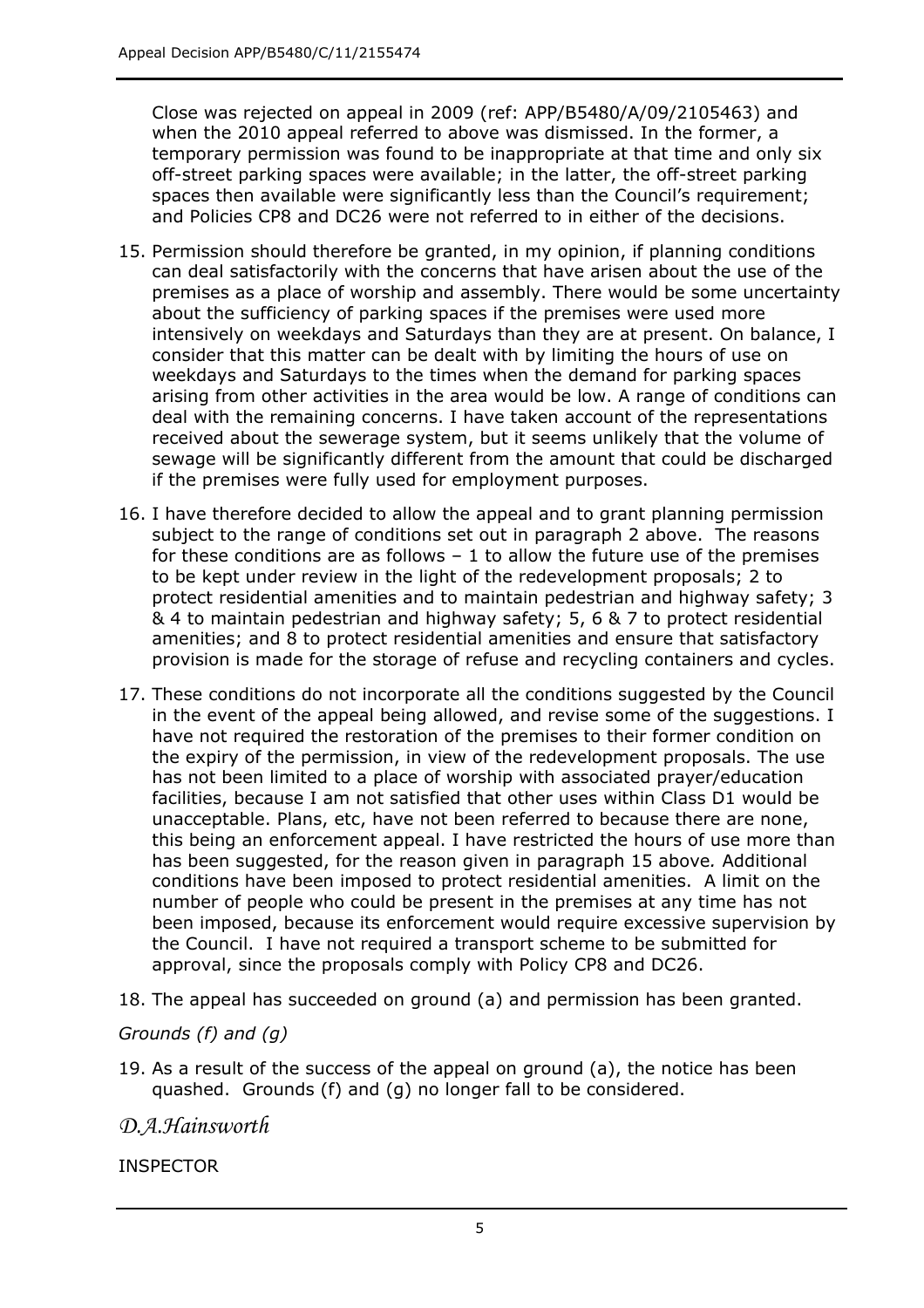Close was rejected on appeal in 2009 (ref: APP/B5480/A/09/2105463) and when the 2010 appeal referred to above was dismissed. In the former, a temporary permission was found to be inappropriate at that time and only six off-street parking spaces were available; in the latter, the off-street parking spaces then available were significantly less than the Council's requirement; and Policies CP8 and DC26 were not referred to in either of the decisions.

15. Permission should therefore be granted, in my opinion, if planning conditions can deal satisfactorily with the concerns that have arisen about the use of the premises as a place of worship and assembly. There would be some uncertainty about the sufficiency of parking spaces if the premises were used more intensively on weekdays and Saturdays than they are at present. On balance, I consider that this matter can be dealt with by limiting the hours of use on weekdays and Saturdays to the times when the demand for parking spaces arising from other activities in the area would be low. A range of conditions can deal with the remaining concerns. I have taken account of the representations received about the sewerage system, but it seems unlikely that the volume of sewage will be significantly different from the amount that could be discharged if the premises were fully used for employment purposes.

16. I have therefore decided to allow the appeal and to grant planning permission subject to the range of conditions set out in paragraph 2 above. The reasons for these conditions are as follows – 1 to allow the future use of the premises to be kept under review in the light of the redevelopment proposals; 2 to protect residential amenities and to maintain pedestrian and highway safety; 3 & 4 to maintain pedestrian and highway safety; 5, 6 & 7 to protect residential amenities; and 8 to protect residential amenities and ensure that satisfactory provision is made for the storage of refuse and recycling containers and cycles.

17. These conditions do not incorporate all the conditions suggested by the Council in the event of the appeal being allowed, and revise some of the suggestions. I have not required the restoration of the premises to their former condition on the expiry of the permission, in view of the redevelopment proposals. The use has not been limited to a place of worship with associated prayer/education facilities, because I am not satisfied that other uses within Class D1 would be unacceptable. Plans, etc, have not been referred to because there are none, this being an enforcement appeal. I have restricted the hours of use more than has been suggested, for the reason given in paragraph 15 above. Additional conditions have been imposed to protect residential amenities. A limit on the number of people who could be present in the premises at any time has not been imposed, because its enforcement would require excessive supervision by the Council. I have not required a transport scheme to be submitted for approval, since the proposals comply with Policy CP8 and DC26.

18. The appeal has succeeded on ground (a) and permission has been granted.

*Grounds (f) and (g)*

19. As a result of the success of the appeal on ground (a), the notice has been quashed. Grounds (f) and (g) no longer fall to be considered.

*D.A.Hainsworth*

INSPECTOR